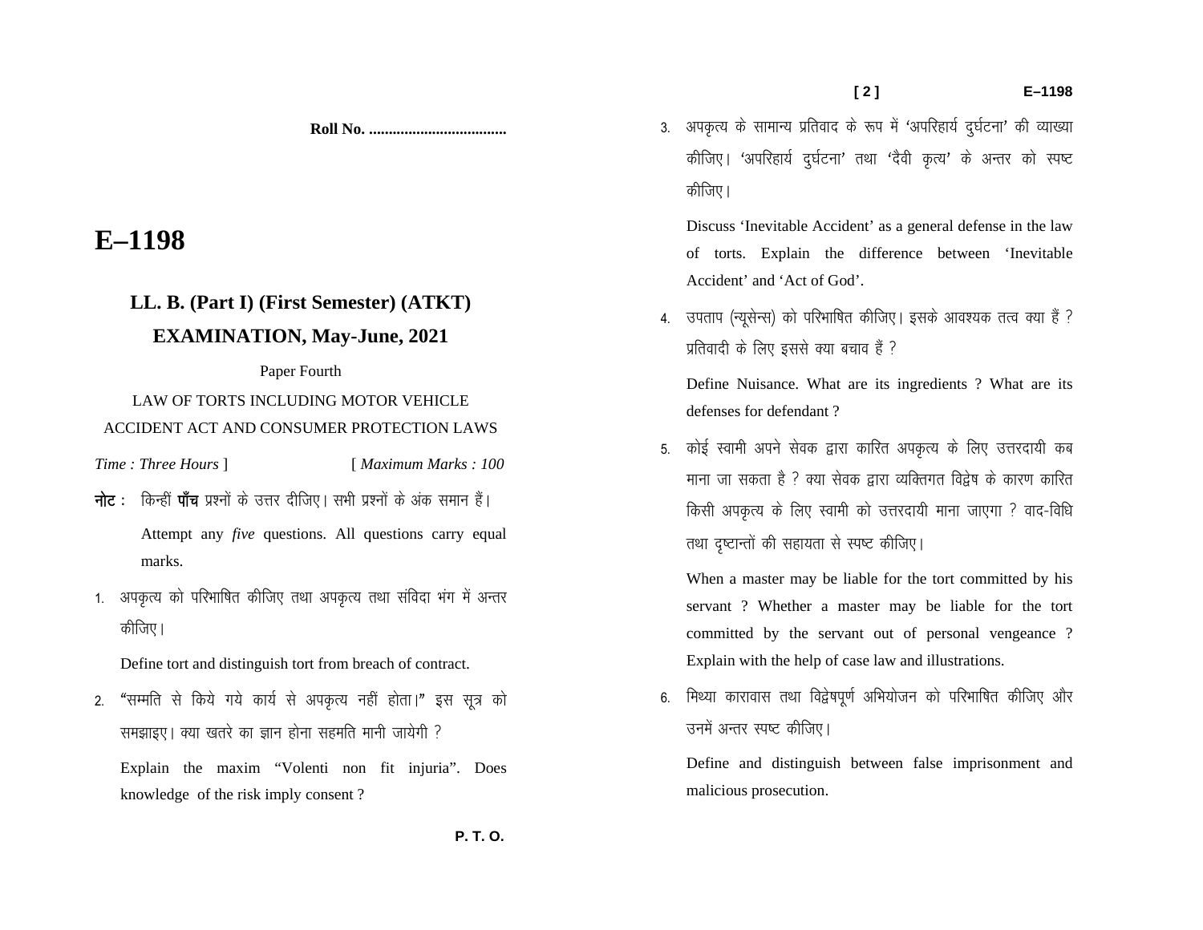Roll No. ..................................

# E–1198

## LL. B. (Part I) (First Semester) (ATKT) EXAMINATION, May-June, 2021

Paper Fourth

LAW OF TORTS INCLUDING MOTOR VEHICLE ACCIDENT ACT AND CONSUMER PROTECTION LAWS

*Time : Three Hours* ] [ *Maximum Marks : 100*

**नोट :** किन्हीं **पाँच** प्रश्नों के उत्तर दीजिए। सभी प्रश्नों के अंक समान हैं।

Attempt any *five* questions. All questions carry equal marks.

1. अपकृत्य को परिभाषित कीजिए तथा अपकृत्य तथा संविदा भंग में अन्तर कीजिए।

   Define tort and distinguish tort from breach of contract.

2. "सम्मति से किये गये कार्य से अपकृत्य नहीं होता।" इस सूत्र को समझाइए। क्या खतरे का ज्ञान होना सहमति मानी जायेगी ?

   Explain the maxim "Volenti non fit injuria". Does knowledge of the risk imply consent ?

3. अपकृत्य के सामान्य प्रतिवाद के रूप में 'अपरिहार्य दुर्घटना' की व्याख्या कीजिए। 'अपरिहार्य दुर्घटना' तथा 'दैवी कृत्य' के अन्तर को स्पष्ट कीजिए।

   Discuss 'Inevitable Accident' as a general defense in the law of torts. Explain the difference between 'Inevitable Accident' and 'Act of God'.

4. उपताप (न्यूसेन्स) को परिभाषित कीजिए। इसके आवश्यक तत्व क्या हैं ? प्रतिवादी के लिए इससे क्या बचाव हैं ?

   Define Nuisance. What are its ingredients ? What are its defenses for defendant ?

5. कोई स्वामी अपने सेवक द्वारा कारित अपकृत्य के लिए उत्तरदायी कब माना जा सकता है ? क्या सेवक द्वारा व्यक्तिगत विद्वेष के कारण कारित किसी अपकृत्य के लिए स्वामी को उत्तरदायी माना जाएगा ? वाद-विधि तथा दृष्टान्तों की सहायता से स्पष्ट कीजिए।

   When a master may be liable for the tort committed by his servant ? Whether a master may be liable for the tort committed by the servant out of personal vengeance ? Explain with the help of case law and illustrations.

6. मिथ्या कारावास तथा विद्वेषपूर्ण अभियोजन को परिभाषित कीजिए और उनमें अन्तर स्पष्ट कीजिए।

   Define and distinguish between false imprisonment and malicious prosecution.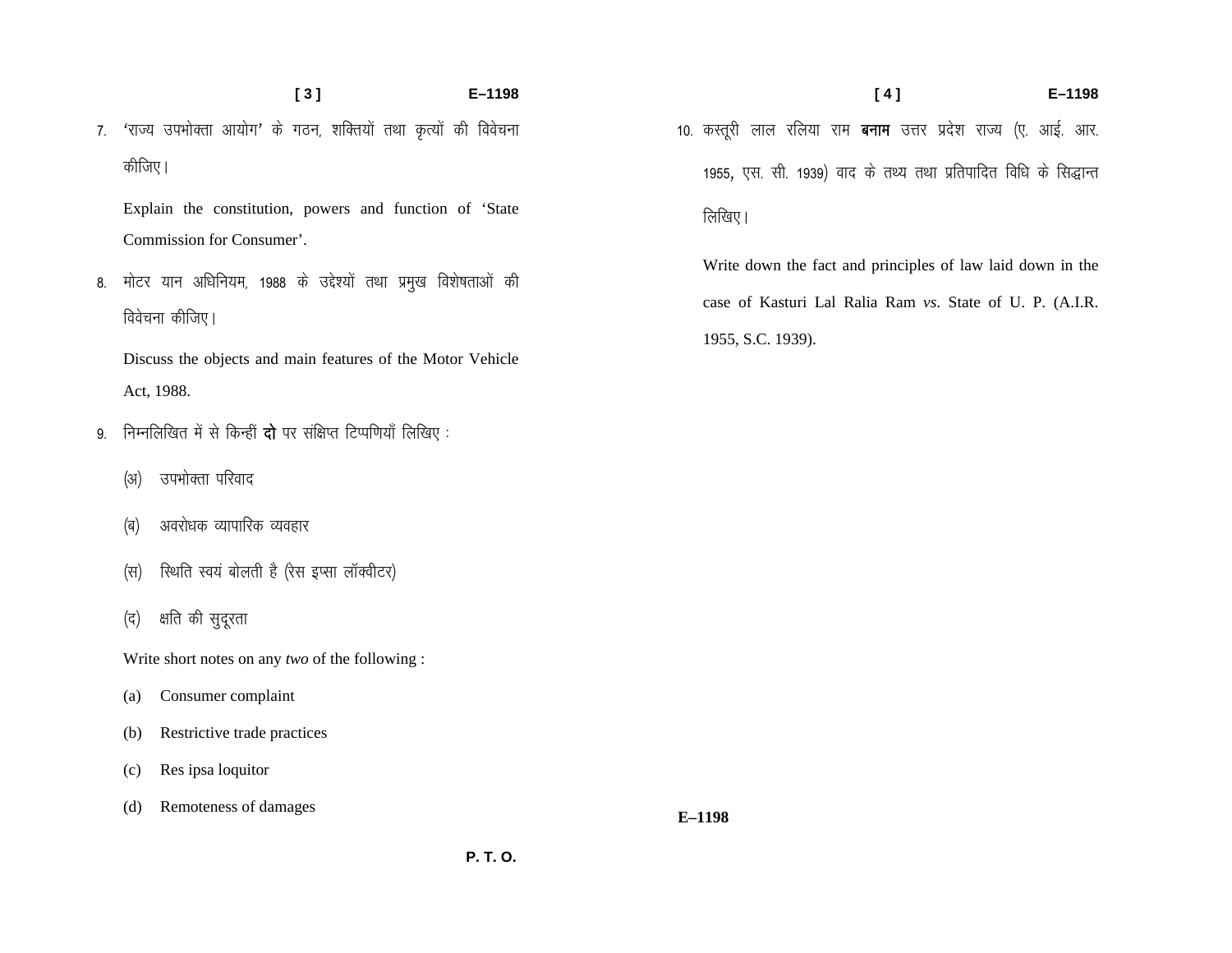7. 'राज्य उपभोक्ता आयोग' के गठन, शक्तियों तथा कृत्यों की विवेचना कीजिए।

   Explain the constitution, powers and function of 'State Commission for Consumer'.

8. मोटर यान अधिनियम, 1988 के उद्देश्यों तथा प्रमुख विशेषताओं की विवेचना कीजिए।

   Discuss the objects and main features of the Motor Vehicle Act, 1988.

9. निम्नलिखित में से किन्हीं **दो** पर संक्षिप्त टिप्पणियाँ लिखिए :

   (अ) उपभोक्ता परिवाद

   (ब) अवरोधक व्यापारिक व्यवहार

   (स) स्थिति स्वयं बोलती है (रेस इप्सा लॉक्वीटर)

   (द) क्षति की सुदूरता

   Write short notes on any *two* of the following :

   (a) Consumer complaint

   (b) Restrictive trade practices

   (c) Res ipsa loquitor

   (d) Remoteness of damages

10. कस्तूरी लाल रलिया राम **बनाम** उत्तर प्रदेश राज्य (ए. आई. आर. 1955, एस. सी. 1939) वाद के तथ्य तथा प्रतिपादित विधि के सिद्धान्त लिखिए।

    Write down the fact and principles of law laid down in the case of Kasturi Lal Ralia Ram *vs.* State of U. P. (A.I.R. 1955, S.C. 1939).